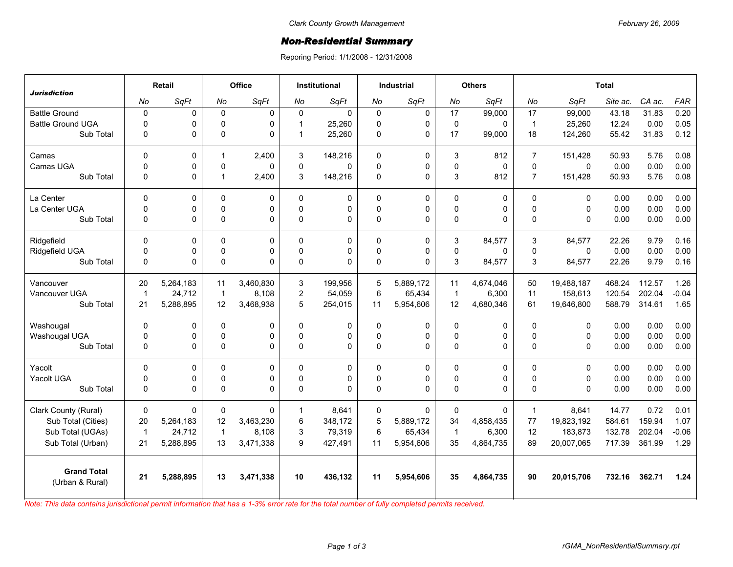Clark County Growth Management

February 26, 2009

# Non-Residential Summary

Reporing Period: 1/1/2008 - 12/31/2008

| Jurisdiction | Retail | | Office | | Institutional | | Industrial | | Others | | Total | | | | |
|---|---|---|---|---|---|---|---|---|---|---|---|---|---|---|---|
| | No | SqFt | No | SqFt | No | SqFt | No | SqFt | No | SqFt | No | SqFt | Site ac. | CA ac. | FAR |
| Battle Ground | 0 | 0 | 0 | 0 | 0 | 0 | 0 | 0 | 17 | 99,000 | 17 | 99,000 | 43.18 | 31.83 | 0.20 |
| Battle Ground UGA | 0 | 0 | 0 | 0 | 1 | 25,260 | 0 | 0 | 0 | 0 | 1 | 25,260 | 12.24 | 0.00 | 0.05 |
| Sub Total | 0 | 0 | 0 | 0 | 1 | 25,260 | 0 | 0 | 17 | 99,000 | 18 | 124,260 | 55.42 | 31.83 | 0.12 |
| Camas | 0 | 0 | 1 | 2,400 | 3 | 148,216 | 0 | 0 | 3 | 812 | 7 | 151,428 | 50.93 | 5.76 | 0.08 |
| Camas UGA | 0 | 0 | 0 | 0 | 0 | 0 | 0 | 0 | 0 | 0 | 0 | 0 | 0.00 | 0.00 | 0.00 |
| Sub Total | 0 | 0 | 1 | 2,400 | 3 | 148,216 | 0 | 0 | 3 | 812 | 7 | 151,428 | 50.93 | 5.76 | 0.08 |
| La Center | 0 | 0 | 0 | 0 | 0 | 0 | 0 | 0 | 0 | 0 | 0 | 0 | 0.00 | 0.00 | 0.00 |
| La Center UGA | 0 | 0 | 0 | 0 | 0 | 0 | 0 | 0 | 0 | 0 | 0 | 0 | 0.00 | 0.00 | 0.00 |
| Sub Total | 0 | 0 | 0 | 0 | 0 | 0 | 0 | 0 | 0 | 0 | 0 | 0 | 0.00 | 0.00 | 0.00 |
| Ridgefield | 0 | 0 | 0 | 0 | 0 | 0 | 0 | 0 | 3 | 84,577 | 3 | 84,577 | 22.26 | 9.79 | 0.16 |
| Ridgefield UGA | 0 | 0 | 0 | 0 | 0 | 0 | 0 | 0 | 0 | 0 | 0 | 0 | 0.00 | 0.00 | 0.00 |
| Sub Total | 0 | 0 | 0 | 0 | 0 | 0 | 0 | 0 | 3 | 84,577 | 3 | 84,577 | 22.26 | 9.79 | 0.16 |
| Vancouver | 20 | 5,264,183 | 11 | 3,460,830 | 3 | 199,956 | 5 | 5,889,172 | 11 | 4,674,046 | 50 | 19,488,187 | 468.24 | 112.57 | 1.26 |
| Vancouver UGA | 1 | 24,712 | 1 | 8,108 | 2 | 54,059 | 6 | 65,434 | 1 | 6,300 | 11 | 158,613 | 120.54 | 202.04 | -0.04 |
| Sub Total | 21 | 5,288,895 | 12 | 3,468,938 | 5 | 254,015 | 11 | 5,954,606 | 12 | 4,680,346 | 61 | 19,646,800 | 588.79 | 314.61 | 1.65 |
| Washougal | 0 | 0 | 0 | 0 | 0 | 0 | 0 | 0 | 0 | 0 | 0 | 0 | 0.00 | 0.00 | 0.00 |
| Washougal UGA | 0 | 0 | 0 | 0 | 0 | 0 | 0 | 0 | 0 | 0 | 0 | 0 | 0.00 | 0.00 | 0.00 |
| Sub Total | 0 | 0 | 0 | 0 | 0 | 0 | 0 | 0 | 0 | 0 | 0 | 0 | 0.00 | 0.00 | 0.00 |
| Yacolt | 0 | 0 | 0 | 0 | 0 | 0 | 0 | 0 | 0 | 0 | 0 | 0 | 0.00 | 0.00 | 0.00 |
| Yacolt UGA | 0 | 0 | 0 | 0 | 0 | 0 | 0 | 0 | 0 | 0 | 0 | 0 | 0.00 | 0.00 | 0.00 |
| Sub Total | 0 | 0 | 0 | 0 | 0 | 0 | 0 | 0 | 0 | 0 | 0 | 0 | 0.00 | 0.00 | 0.00 |
| Clark County (Rural) | 0 | 0 | 0 | 0 | 1 | 8,641 | 0 | 0 | 0 | 0 | 1 | 8,641 | 14.77 | 0.72 | 0.01 |
| Sub Total (Cities) | 20 | 5,264,183 | 12 | 3,463,230 | 6 | 348,172 | 5 | 5,889,172 | 34 | 4,858,435 | 77 | 19,823,192 | 584.61 | 159.94 | 1.07 |
| Sub Total (UGAs) | 1 | 24,712 | 1 | 8,108 | 3 | 79,319 | 6 | 65,434 | 1 | 6,300 | 12 | 183,873 | 132.78 | 202.04 | -0.06 |
| Sub Total (Urban) | 21 | 5,288,895 | 13 | 3,471,338 | 9 | 427,491 | 11 | 5,954,606 | 35 | 4,864,735 | 89 | 20,007,065 | 717.39 | 361.99 | 1.29 |
| **Grand Total** (Urban & Rural) | **21** | **5,288,895** | **13** | **3,471,338** | **10** | **436,132** | **11** | **5,954,606** | **35** | **4,864,735** | **90** | **20,015,706** | **732.16** | **362.71** | **1.24** |

*Note: This data contains jurisdictional permit information that has a 1-3% error rate for the total number of fully completed permits received.*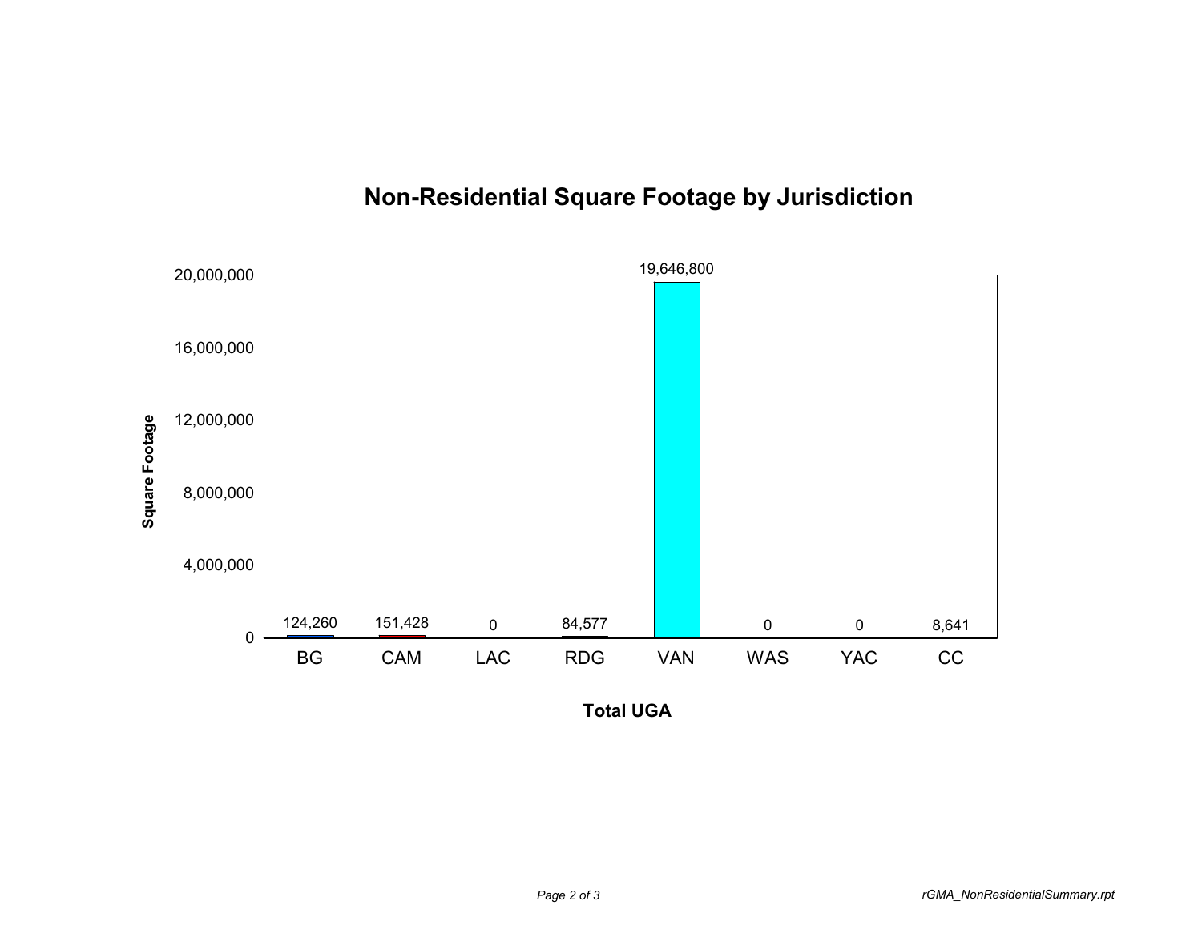## Non-Residential Square Footage by Jurisdiction

| Jurisdiction | Square Footage |
|---|---|
| BG | 124,260 |
| CAM | 151,428 |
| LAC | 0 |
| RDG | 84,577 |
| VAN | 19,646,800 |
| WAS | 0 |
| YAC | 0 |
| CC | 8,641 |

Total UGA

*rGMA_NonResidentialSummary.rpt*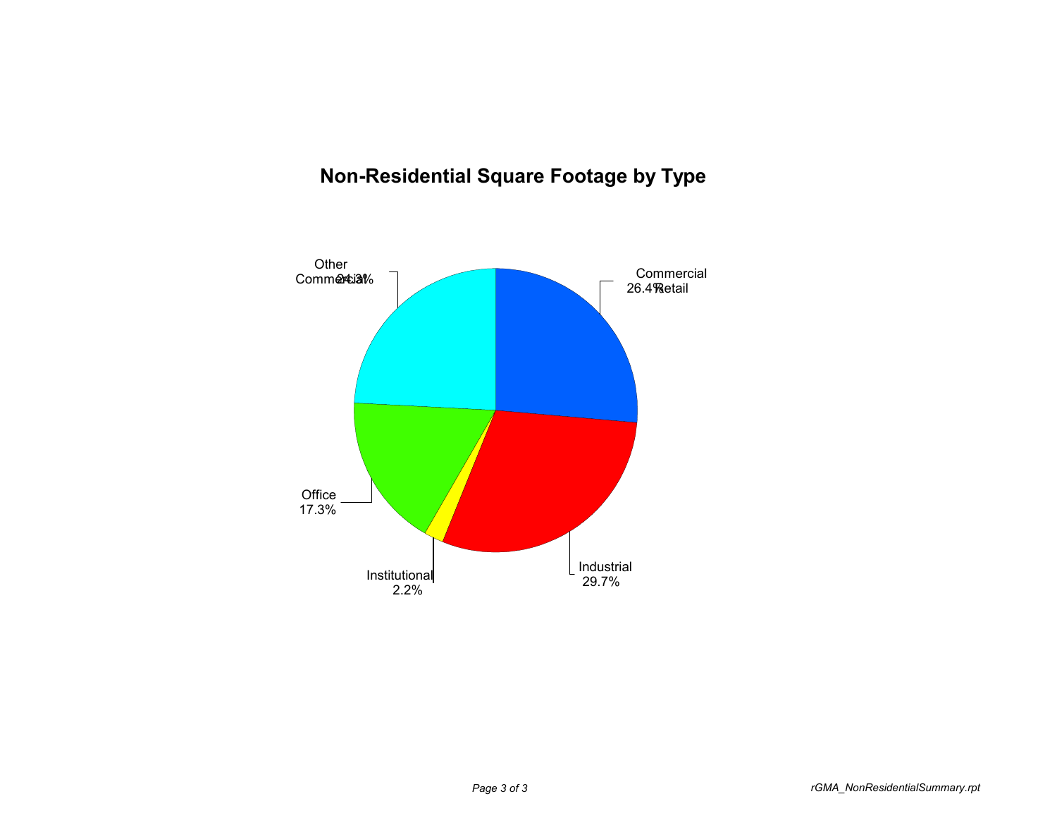## Non-Residential Square Footage by Type

| Type | Percentage |
|---|---|
| Commercial Retail | 26.4% |
| Industrial | 29.7% |
| Institutional | 2.2% |
| Office | 17.3% |
| Other Commercial | 24.3% |

*rGMA_NonResidentialSummary.rpt*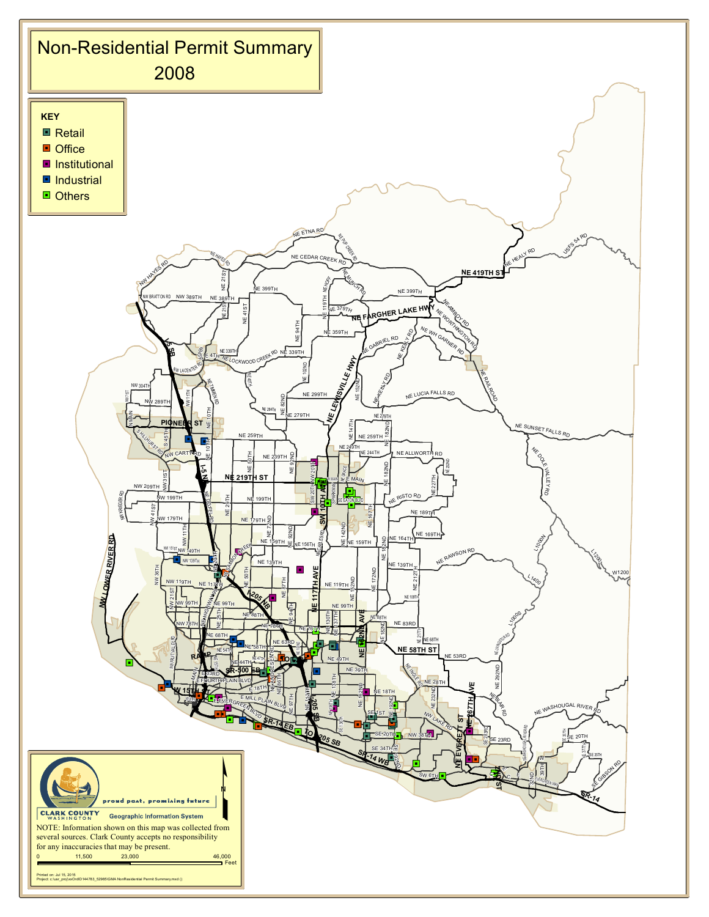# Non-Residential Permit Summary 2008

**KEY**

- Retail
- Office
- Institutional
- Industrial
- Others

proud past, promising future

CLARK COUNTY WASHINGTON

Geographic Information System

NOTE: Information shown on this map was collected from several sources. Clark County accepts no responsibility for any inaccuracies that may be present.

0 11,500 23,000 46,000 Feet

Printed on: Jul 15, 2015
Project: c:\usr_proj\ocOrdID144783_52985\GMA NonResidential Permit Summary.mxd ()